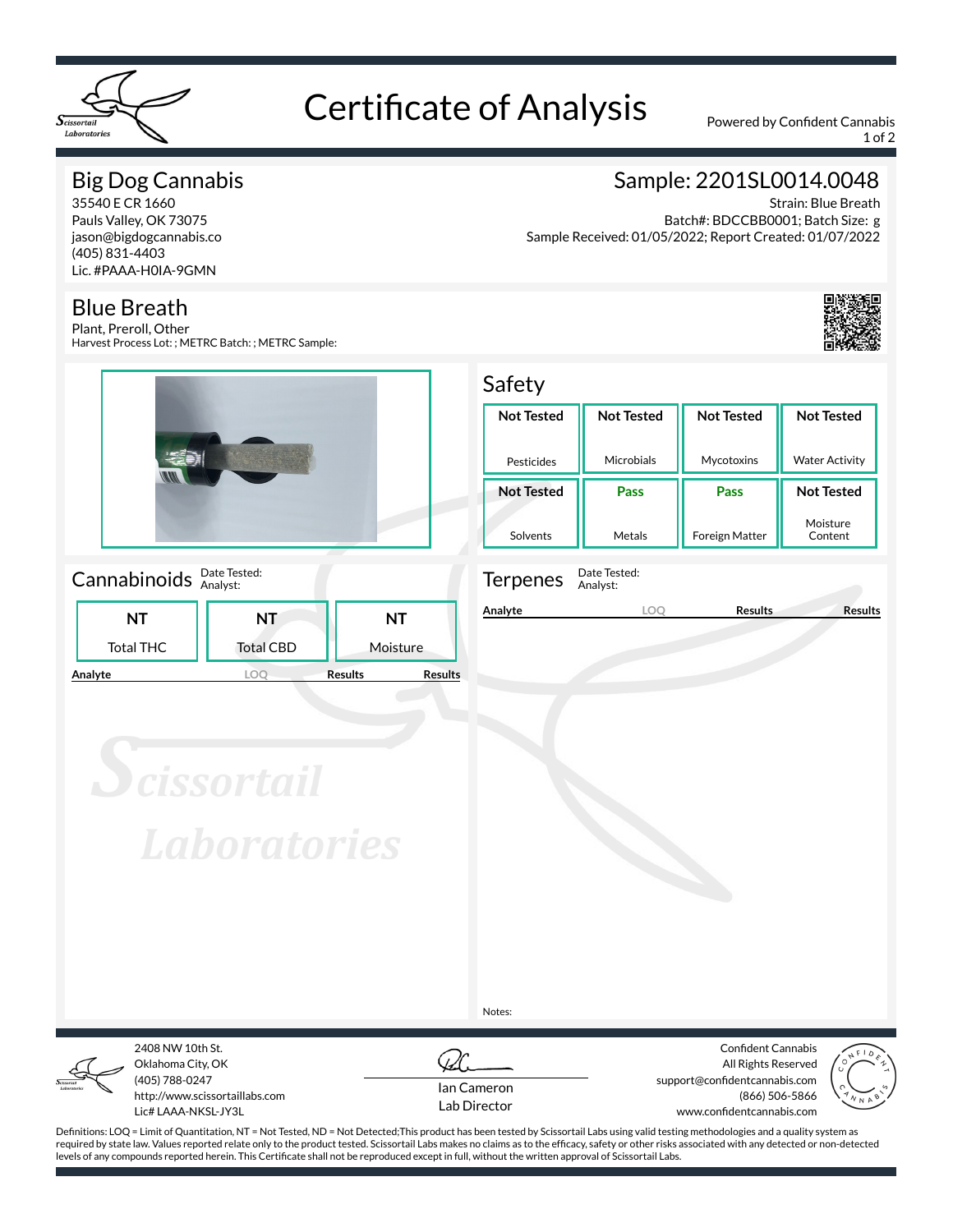# Certificate of Analysis

Powered by Confident Cannabis

## Big Dog Cannabis

35540 E CR 1660
Pauls Valley, OK 73075
jason@bigdogcannabis.co
(405) 831-4403
Lic. #PAAA-H0IA-9GMN

## Sample: 2201SL0014.0048

Strain: Blue Breath
Batch#: BDCCBB0001; Batch Size: g
Sample Received: 01/05/2022; Report Created: 01/07/2022

## Blue Breath

Plant, Preroll, Other
Harvest Process Lot: ; METRC Batch: ; METRC Sample:

## Safety

| Pesticides | Microbials | Mycotoxins | Water Activity |
|---|---|---|---|
| Not Tested | Not Tested | Not Tested | Not Tested |

| Solvents | Metals | Foreign Matter | Moisture Content |
|---|---|---|---|
| Not Tested | Pass | Pass | Not Tested |

## Cannabinoids

Date Tested:
Analyst:

| Total THC | Total CBD | Moisture |
|---|---|---|
| NT | NT | NT |

| Analyte | LOQ | Results | Results |
|---|---|---|---|

## Terpenes

Date Tested:
Analyst:

| Analyte | LOQ | Results | Results |
|---|---|---|---|

Notes:

2408 NW 10th St.
Oklahoma City, OK
(405) 788-0247
http://www.scissortaillabs.com
Lic# LAAA-NKSL-JY3L

Ian Cameron
Lab Director

Confident Cannabis
All Rights Reserved
support@confidentcannabis.com
(866) 506-5866
www.confidentcannabis.com

Definitions: LOQ = Limit of Quantitation, NT = Not Tested, ND = Not Detected;This product has been tested by Scissortail Labs using valid testing methodologies and a quality system as required by state law. Values reported relate only to the product tested. Scissortail Labs makes no claims as to the efficacy, safety or other risks associated with any detected or non-detected levels of any compounds reported herein. This Certificate shall not be reproduced except in full, without the written approval of Scissortail Labs.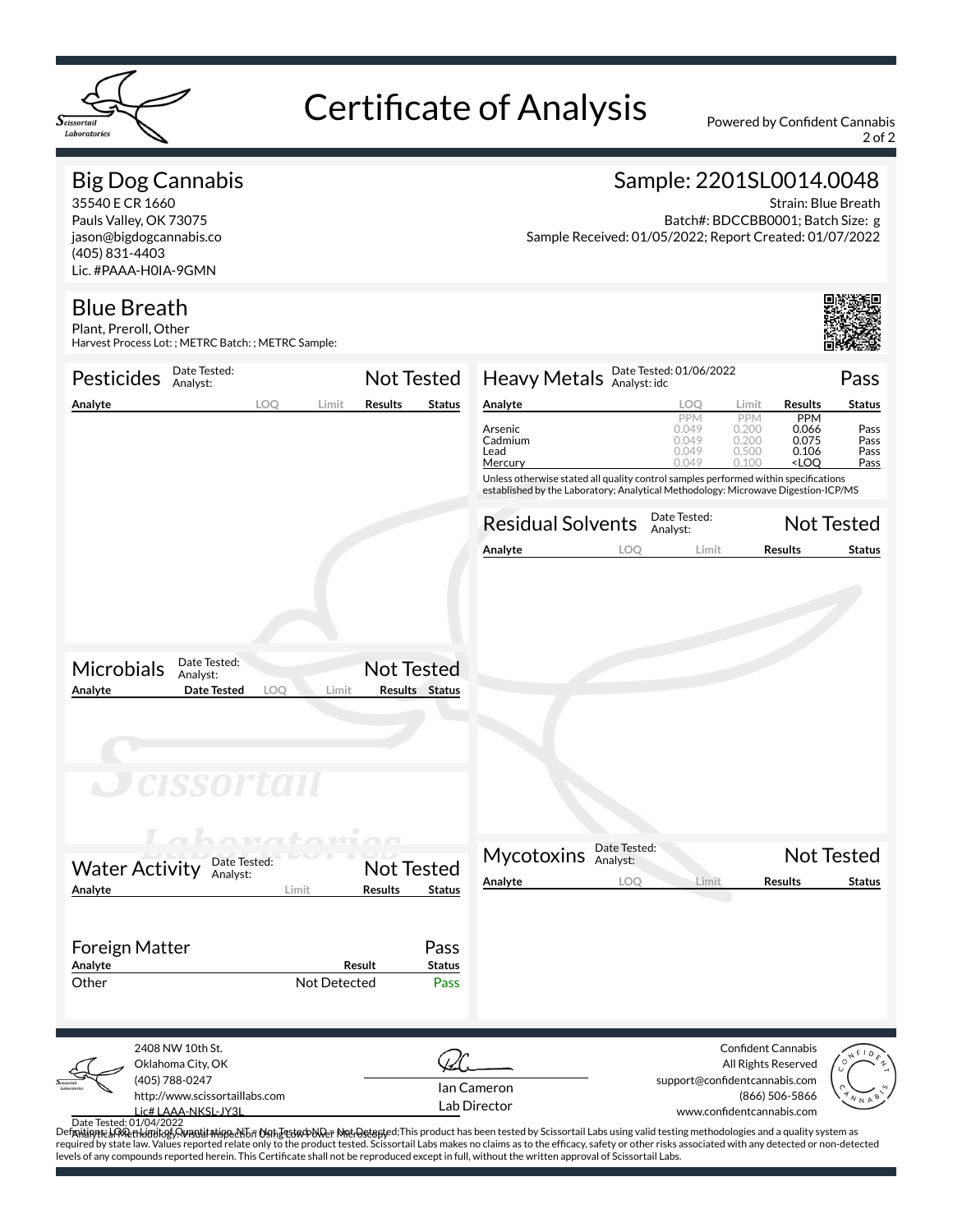# Certificate of Analysis

Powered by Confident Cannabis

## Big Dog Cannabis

35540 E CR 1660
Pauls Valley, OK 73075
jason@bigdogcannabis.co
(405) 831-4403
Lic. #PAAA-H0IA-9GMN

## Sample: 2201SL0014.0048

Strain: Blue Breath
Batch#: BDCCBB0001; Batch Size: g
Sample Received: 01/05/2022; Report Created: 01/07/2022

## Blue Breath

Plant, Preroll, Other
Harvest Process Lot: ; METRC Batch: ; METRC Sample:

### Pesticides — Not Tested

Date Tested:
Analyst:

| Analyte | LOQ | Limit | Results | Status |
|---|---|---|---|---|

### Heavy Metals — Pass

Date Tested: 01/06/2022
Analyst: idc

| Analyte | LOQ | Limit | Results | Status |
|---|---|---|---|---|
| | PPM | PPM | PPM | |
| Arsenic | 0.049 | 0.200 | 0.066 | Pass |
| Cadmium | 0.049 | 0.200 | 0.075 | Pass |
| Lead | 0.049 | 0.500 | 0.106 | Pass |
| Mercury | 0.049 | 0.100 | <LOQ | Pass |

Unless otherwise stated all quality control samples performed within specifications established by the Laboratory; Analytical Methodology: Microwave Digestion-ICP/MS

### Residual Solvents — Not Tested

Date Tested:
Analyst:

| Analyte | LOQ | Limit | Results | Status |
|---|---|---|---|---|

### Microbials — Not Tested

Date Tested:
Analyst:

| Analyte | Date Tested | LOQ | Limit | Results | Status |
|---|---|---|---|---|---|

### Water Activity — Not Tested

Date Tested:
Analyst:

| Analyte | Limit | Results | Status |
|---|---|---|---|

### Mycotoxins — Not Tested

Date Tested:
Analyst:

| Analyte | LOQ | Limit | Results | Status |
|---|---|---|---|---|

### Foreign Matter — Pass

| Analyte | Result | Status |
|---|---|---|
| Other | Not Detected | Pass |

Date Tested: 01/04/2022
Analytical Methodology: Visual Inspection Using Low Power Microscopy

2408 NW 10th St.
Oklahoma City, OK
(405) 788-0247
http://www.scissortaillabs.com
Lic# LAAA-NKSL-JY3L

Ian Cameron
Lab Director

Confident Cannabis
All Rights Reserved
support@confidentcannabis.com
(866) 506-5866
www.confidentcannabis.com

Definitions: LOQ = Limit of Quantitation, NT = Not Tested, ND = Not Detected; This product has been tested by Scissortail Labs using valid testing methodologies and a quality system as required by state law. Values reported relate only to the product tested. Scissortail Labs makes no claims as to the efficacy, safety or other risks associated with any detected or non-detected levels of any compounds reported herein. This Certificate shall not be reproduced except in full, without the written approval of Scissortail Labs.